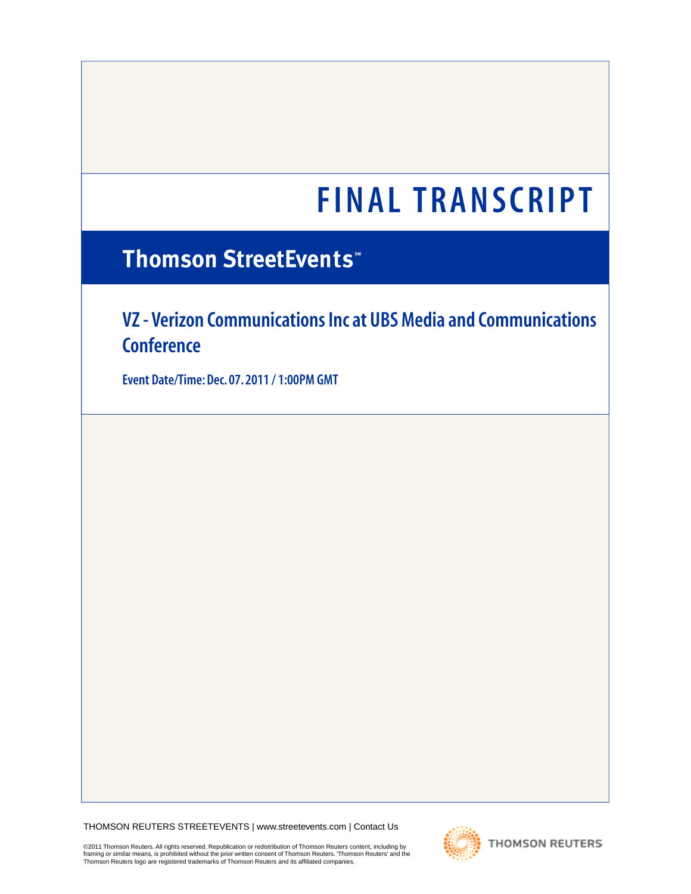# FINAL TRANSCRIPT

## Thomson StreetEvents℠

### VZ - Verizon Communications Inc at UBS Media and Communications Conference

**Event Date/Time: Dec. 07. 2011 / 1:00PM GMT**

THOMSON REUTERS STREETEVENTS | www.streetevents.com | Contact Us

©2011 Thomson Reuters. All rights reserved. Republication or redistribution of Thomson Reuters content, including by framing or similar means, is prohibited without the prior written consent of Thomson Reuters. 'Thomson Reuters' and the Thomson Reuters logo are registered trademarks of Thomson Reuters and its affiliated companies.

THOMSON REUTERS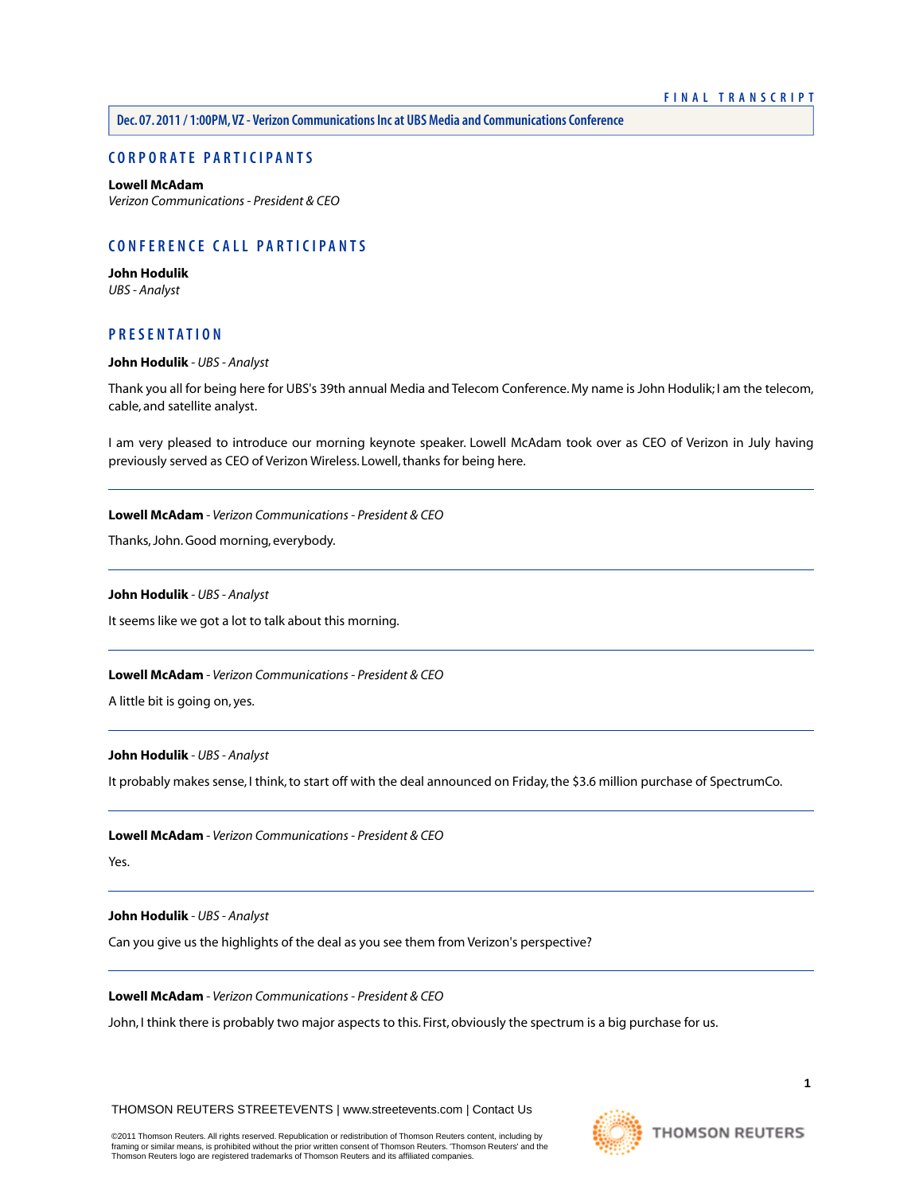FINAL TRANSCRIPT

**Dec. 07. 2011 / 1:00PM, VZ - Verizon Communications Inc at UBS Media and Communications Conference**

## CORPORATE PARTICIPANTS

**Lowell McAdam**
*Verizon Communications - President & CEO*

## CONFERENCE CALL PARTICIPANTS

**John Hodulik**
*UBS - Analyst*

## PRESENTATION

**John Hodulik** - *UBS - Analyst*

Thank you all for being here for UBS's 39th annual Media and Telecom Conference. My name is John Hodulik; I am the telecom, cable, and satellite analyst.

I am very pleased to introduce our morning keynote speaker. Lowell McAdam took over as CEO of Verizon in July having previously served as CEO of Verizon Wireless. Lowell, thanks for being here.

---

**Lowell McAdam** - *Verizon Communications - President & CEO*

Thanks, John. Good morning, everybody.

---

**John Hodulik** - *UBS - Analyst*

It seems like we got a lot to talk about this morning.

---

**Lowell McAdam** - *Verizon Communications - President & CEO*

A little bit is going on, yes.

---

**John Hodulik** - *UBS - Analyst*

It probably makes sense, I think, to start off with the deal announced on Friday, the $3.6 million purchase of SpectrumCo.

---

**Lowell McAdam** - *Verizon Communications - President & CEO*

Yes.

---

**John Hodulik** - *UBS - Analyst*

Can you give us the highlights of the deal as you see them from Verizon's perspective?

---

**Lowell McAdam** - *Verizon Communications - President & CEO*

John, I think there is probably two major aspects to this. First, obviously the spectrum is a big purchase for us.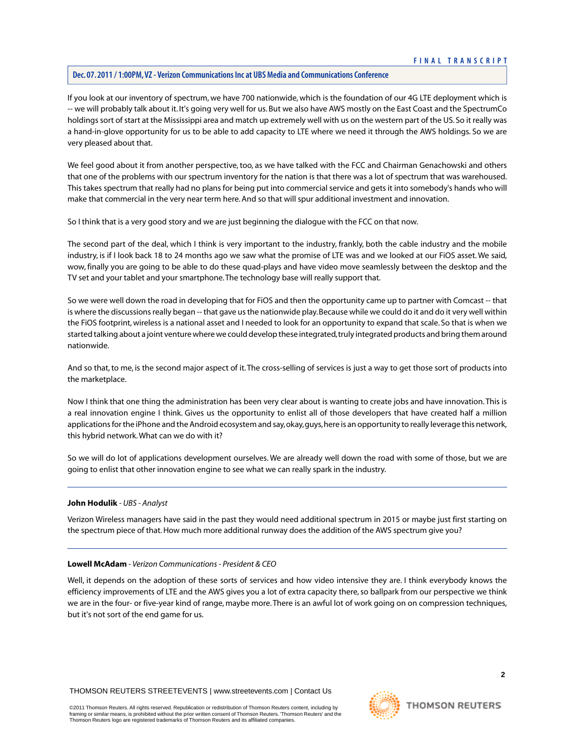If you look at our inventory of spectrum, we have 700 nationwide, which is the foundation of our 4G LTE deployment which is -- we will probably talk about it. It's going very well for us. But we also have AWS mostly on the East Coast and the SpectrumCo holdings sort of start at the Mississippi area and match up extremely well with us on the western part of the US. So it really was a hand-in-glove opportunity for us to be able to add capacity to LTE where we need it through the AWS holdings. So we are very pleased about that.

We feel good about it from another perspective, too, as we have talked with the FCC and Chairman Genachowski and others that one of the problems with our spectrum inventory for the nation is that there was a lot of spectrum that was warehoused. This takes spectrum that really had no plans for being put into commercial service and gets it into somebody's hands who will make that commercial in the very near term here. And so that will spur additional investment and innovation.

So I think that is a very good story and we are just beginning the dialogue with the FCC on that now.

The second part of the deal, which I think is very important to the industry, frankly, both the cable industry and the mobile industry, is if I look back 18 to 24 months ago we saw what the promise of LTE was and we looked at our FiOS asset. We said, wow, finally you are going to be able to do these quad-plays and have video move seamlessly between the desktop and the TV set and your tablet and your smartphone. The technology base will really support that.

So we were well down the road in developing that for FiOS and then the opportunity came up to partner with Comcast -- that is where the discussions really began -- that gave us the nationwide play. Because while we could do it and do it very well within the FiOS footprint, wireless is a national asset and I needed to look for an opportunity to expand that scale. So that is when we started talking about a joint venture where we could develop these integrated, truly integrated products and bring them around nationwide.

And so that, to me, is the second major aspect of it. The cross-selling of services is just a way to get those sort of products into the marketplace.

Now I think that one thing the administration has been very clear about is wanting to create jobs and have innovation. This is a real innovation engine I think. Gives us the opportunity to enlist all of those developers that have created half a million applications for the iPhone and the Android ecosystem and say, okay, guys, here is an opportunity to really leverage this network, this hybrid network. What can we do with it?

So we will do lot of applications development ourselves. We are already well down the road with some of those, but we are going to enlist that other innovation engine to see what we can really spark in the industry.

---

**John Hodulik** - *UBS - Analyst*

Verizon Wireless managers have said in the past they would need additional spectrum in 2015 or maybe just first starting on the spectrum piece of that. How much more additional runway does the addition of the AWS spectrum give you?

---

**Lowell McAdam** - *Verizon Communications - President & CEO*

Well, it depends on the adoption of these sorts of services and how video intensive they are. I think everybody knows the efficiency improvements of LTE and the AWS gives you a lot of extra capacity there, so ballpark from our perspective we think we are in the four- or five-year kind of range, maybe more. There is an awful lot of work going on on compression techniques, but it's not sort of the end game for us.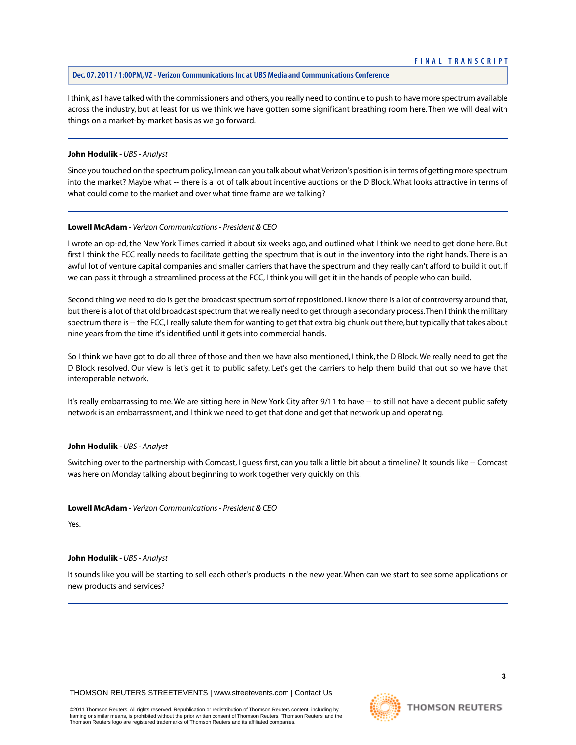I think, as I have talked with the commissioners and others, you really need to continue to push to have more spectrum available across the industry, but at least for us we think we have gotten some significant breathing room here. Then we will deal with things on a market-by-market basis as we go forward.

---

**John Hodulik** - *UBS - Analyst*

Since you touched on the spectrum policy, I mean can you talk about what Verizon's position is in terms of getting more spectrum into the market? Maybe what -- there is a lot of talk about incentive auctions or the D Block. What looks attractive in terms of what could come to the market and over what time frame are we talking?

---

**Lowell McAdam** - *Verizon Communications - President & CEO*

I wrote an op-ed, the New York Times carried it about six weeks ago, and outlined what I think we need to get done here. But first I think the FCC really needs to facilitate getting the spectrum that is out in the inventory into the right hands. There is an awful lot of venture capital companies and smaller carriers that have the spectrum and they really can't afford to build it out. If we can pass it through a streamlined process at the FCC, I think you will get it in the hands of people who can build.

Second thing we need to do is get the broadcast spectrum sort of repositioned. I know there is a lot of controversy around that, but there is a lot of that old broadcast spectrum that we really need to get through a secondary process. Then I think the military spectrum there is -- the FCC, I really salute them for wanting to get that extra big chunk out there, but typically that takes about nine years from the time it's identified until it gets into commercial hands.

So I think we have got to do all three of those and then we have also mentioned, I think, the D Block. We really need to get the D Block resolved. Our view is let's get it to public safety. Let's get the carriers to help them build that out so we have that interoperable network.

It's really embarrassing to me. We are sitting here in New York City after 9/11 to have -- to still not have a decent public safety network is an embarrassment, and I think we need to get that done and get that network up and operating.

---

**John Hodulik** - *UBS - Analyst*

Switching over to the partnership with Comcast, I guess first, can you talk a little bit about a timeline? It sounds like -- Comcast was here on Monday talking about beginning to work together very quickly on this.

---

**Lowell McAdam** - *Verizon Communications - President & CEO*

Yes.

---

**John Hodulik** - *UBS - Analyst*

It sounds like you will be starting to sell each other's products in the new year. When can we start to see some applications or new products and services?

---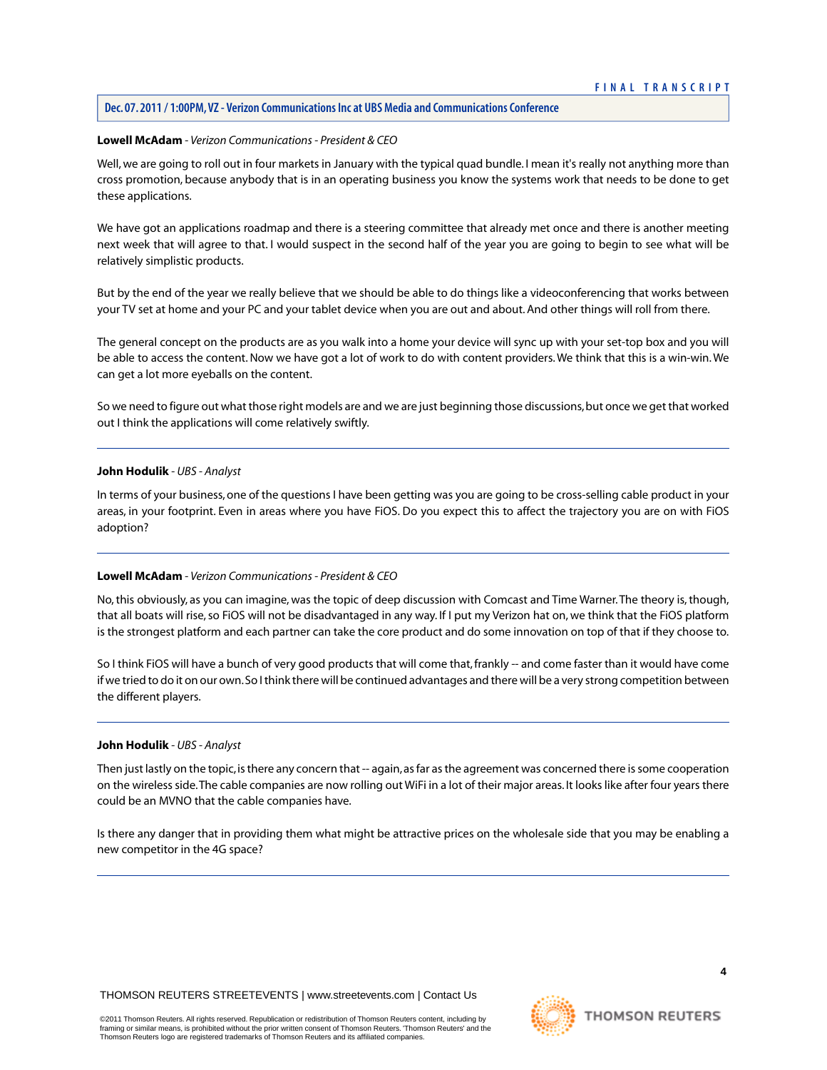**Lowell McAdam** - *Verizon Communications - President & CEO*

Well, we are going to roll out in four markets in January with the typical quad bundle. I mean it's really not anything more than cross promotion, because anybody that is in an operating business you know the systems work that needs to be done to get these applications.

We have got an applications roadmap and there is a steering committee that already met once and there is another meeting next week that will agree to that. I would suspect in the second half of the year you are going to begin to see what will be relatively simplistic products.

But by the end of the year we really believe that we should be able to do things like a videoconferencing that works between your TV set at home and your PC and your tablet device when you are out and about. And other things will roll from there.

The general concept on the products are as you walk into a home your device will sync up with your set-top box and you will be able to access the content. Now we have got a lot of work to do with content providers. We think that this is a win-win. We can get a lot more eyeballs on the content.

So we need to figure out what those right models are and we are just beginning those discussions, but once we get that worked out I think the applications will come relatively swiftly.

---

**John Hodulik** - *UBS - Analyst*

In terms of your business, one of the questions I have been getting was you are going to be cross-selling cable product in your areas, in your footprint. Even in areas where you have FiOS. Do you expect this to affect the trajectory you are on with FiOS adoption?

---

**Lowell McAdam** - *Verizon Communications - President & CEO*

No, this obviously, as you can imagine, was the topic of deep discussion with Comcast and Time Warner. The theory is, though, that all boats will rise, so FiOS will not be disadvantaged in any way. If I put my Verizon hat on, we think that the FiOS platform is the strongest platform and each partner can take the core product and do some innovation on top of that if they choose to.

So I think FiOS will have a bunch of very good products that will come that, frankly -- and come faster than it would have come if we tried to do it on our own. So I think there will be continued advantages and there will be a very strong competition between the different players.

---

**John Hodulik** - *UBS - Analyst*

Then just lastly on the topic, is there any concern that -- again, as far as the agreement was concerned there is some cooperation on the wireless side. The cable companies are now rolling out WiFi in a lot of their major areas. It looks like after four years there could be an MVNO that the cable companies have.

Is there any danger that in providing them what might be attractive prices on the wholesale side that you may be enabling a new competitor in the 4G space?

---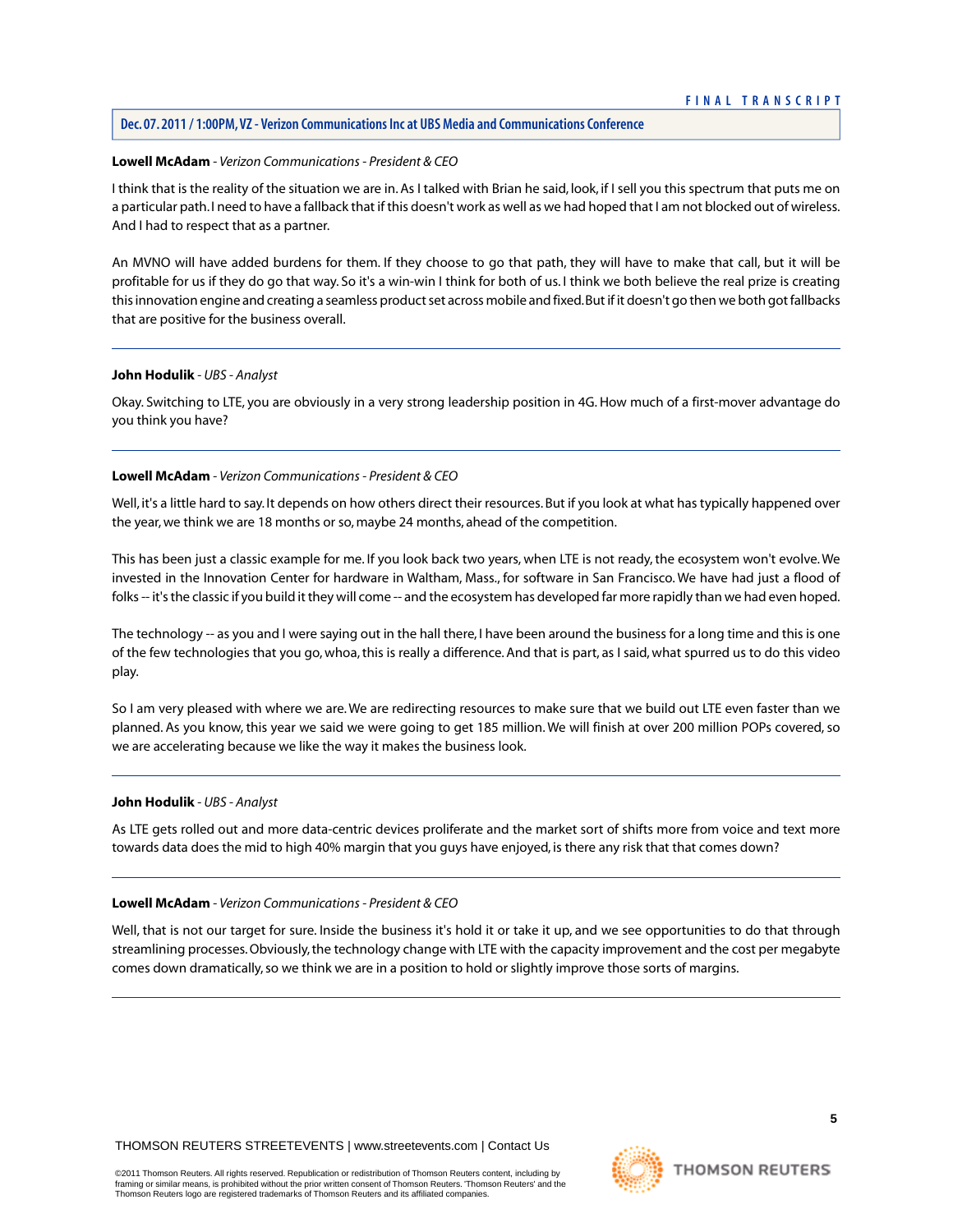**Lowell McAdam** - *Verizon Communications - President & CEO*

I think that is the reality of the situation we are in. As I talked with Brian he said, look, if I sell you this spectrum that puts me on a particular path. I need to have a fallback that if this doesn't work as well as we had hoped that I am not blocked out of wireless. And I had to respect that as a partner.

An MVNO will have added burdens for them. If they choose to go that path, they will have to make that call, but it will be profitable for us if they do go that way. So it's a win-win I think for both of us. I think we both believe the real prize is creating this innovation engine and creating a seamless product set across mobile and fixed. But if it doesn't go then we both got fallbacks that are positive for the business overall.

---

**John Hodulik** - *UBS - Analyst*

Okay. Switching to LTE, you are obviously in a very strong leadership position in 4G. How much of a first-mover advantage do you think you have?

---

**Lowell McAdam** - *Verizon Communications - President & CEO*

Well, it's a little hard to say. It depends on how others direct their resources. But if you look at what has typically happened over the year, we think we are 18 months or so, maybe 24 months, ahead of the competition.

This has been just a classic example for me. If you look back two years, when LTE is not ready, the ecosystem won't evolve. We invested in the Innovation Center for hardware in Waltham, Mass., for software in San Francisco. We have had just a flood of folks -- it's the classic if you build it they will come -- and the ecosystem has developed far more rapidly than we had even hoped.

The technology -- as you and I were saying out in the hall there, I have been around the business for a long time and this is one of the few technologies that you go, whoa, this is really a difference. And that is part, as I said, what spurred us to do this video play.

So I am very pleased with where we are. We are redirecting resources to make sure that we build out LTE even faster than we planned. As you know, this year we said we were going to get 185 million. We will finish at over 200 million POPs covered, so we are accelerating because we like the way it makes the business look.

---

**John Hodulik** - *UBS - Analyst*

As LTE gets rolled out and more data-centric devices proliferate and the market sort of shifts more from voice and text more towards data does the mid to high 40% margin that you guys have enjoyed, is there any risk that that comes down?

---

**Lowell McAdam** - *Verizon Communications - President & CEO*

Well, that is not our target for sure. Inside the business it's hold it or take it up, and we see opportunities to do that through streamlining processes. Obviously, the technology change with LTE with the capacity improvement and the cost per megabyte comes down dramatically, so we think we are in a position to hold or slightly improve those sorts of margins.

---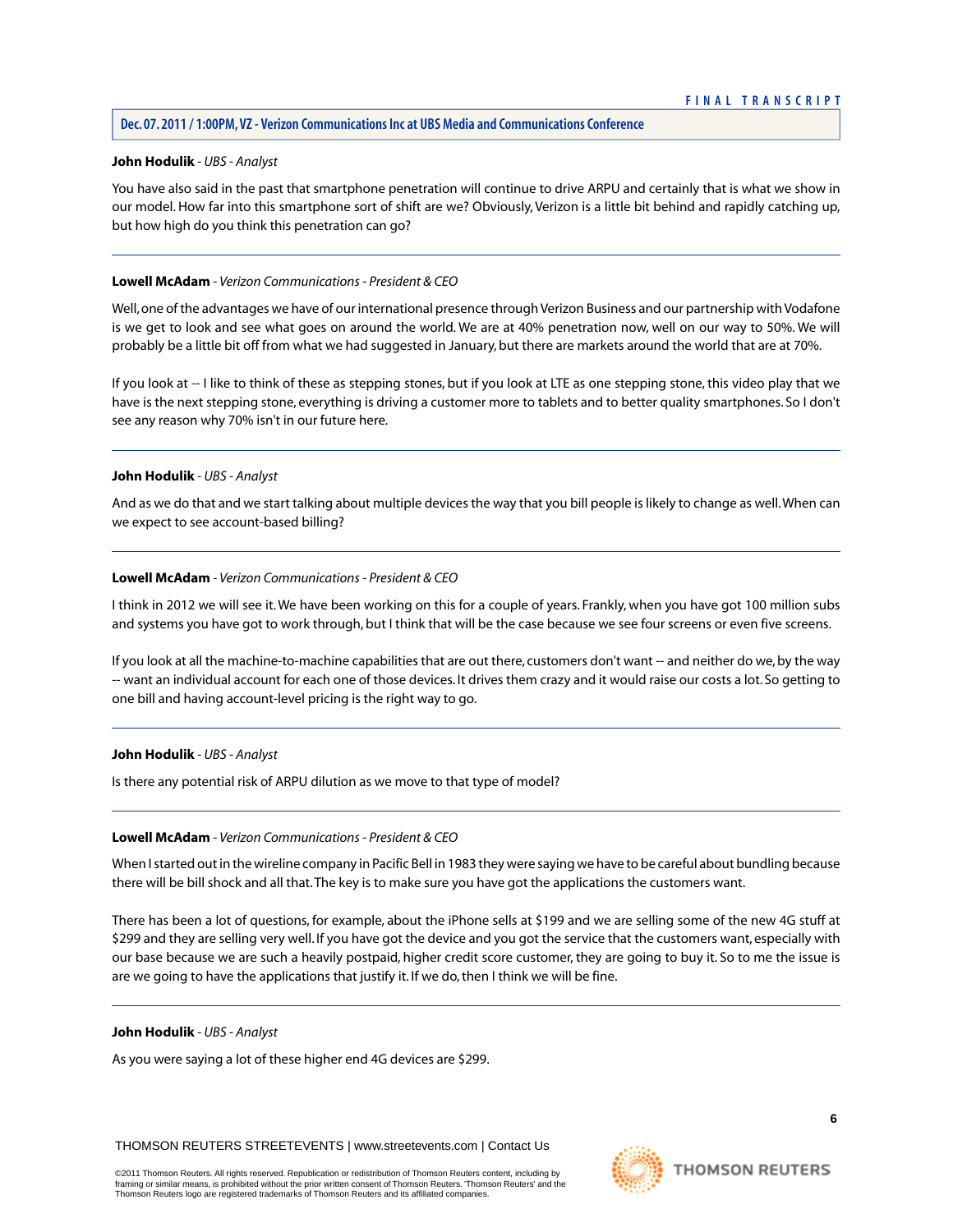**John Hodulik** - *UBS - Analyst*

You have also said in the past that smartphone penetration will continue to drive ARPU and certainly that is what we show in our model. How far into this smartphone sort of shift are we? Obviously, Verizon is a little bit behind and rapidly catching up, but how high do you think this penetration can go?

---

**Lowell McAdam** - *Verizon Communications - President & CEO*

Well, one of the advantages we have of our international presence through Verizon Business and our partnership with Vodafone is we get to look and see what goes on around the world. We are at 40% penetration now, well on our way to 50%. We will probably be a little bit off from what we had suggested in January, but there are markets around the world that are at 70%.

If you look at -- I like to think of these as stepping stones, but if you look at LTE as one stepping stone, this video play that we have is the next stepping stone, everything is driving a customer more to tablets and to better quality smartphones. So I don't see any reason why 70% isn't in our future here.

---

**John Hodulik** - *UBS - Analyst*

And as we do that and we start talking about multiple devices the way that you bill people is likely to change as well. When can we expect to see account-based billing?

---

**Lowell McAdam** - *Verizon Communications - President & CEO*

I think in 2012 we will see it. We have been working on this for a couple of years. Frankly, when you have got 100 million subs and systems you have got to work through, but I think that will be the case because we see four screens or even five screens.

If you look at all the machine-to-machine capabilities that are out there, customers don't want -- and neither do we, by the way -- want an individual account for each one of those devices. It drives them crazy and it would raise our costs a lot. So getting to one bill and having account-level pricing is the right way to go.

---

**John Hodulik** - *UBS - Analyst*

Is there any potential risk of ARPU dilution as we move to that type of model?

---

**Lowell McAdam** - *Verizon Communications - President & CEO*

When I started out in the wireline company in Pacific Bell in 1983 they were saying we have to be careful about bundling because there will be bill shock and all that. The key is to make sure you have got the applications the customers want.

There has been a lot of questions, for example, about the iPhone sells at $199 and we are selling some of the new 4G stuff at $299 and they are selling very well. If you have got the device and you got the service that the customers want, especially with our base because we are such a heavily postpaid, higher credit score customer, they are going to buy it. So to me the issue is are we going to have the applications that justify it. If we do, then I think we will be fine.

---

**John Hodulik** - *UBS - Analyst*

As you were saying a lot of these higher end 4G devices are $299.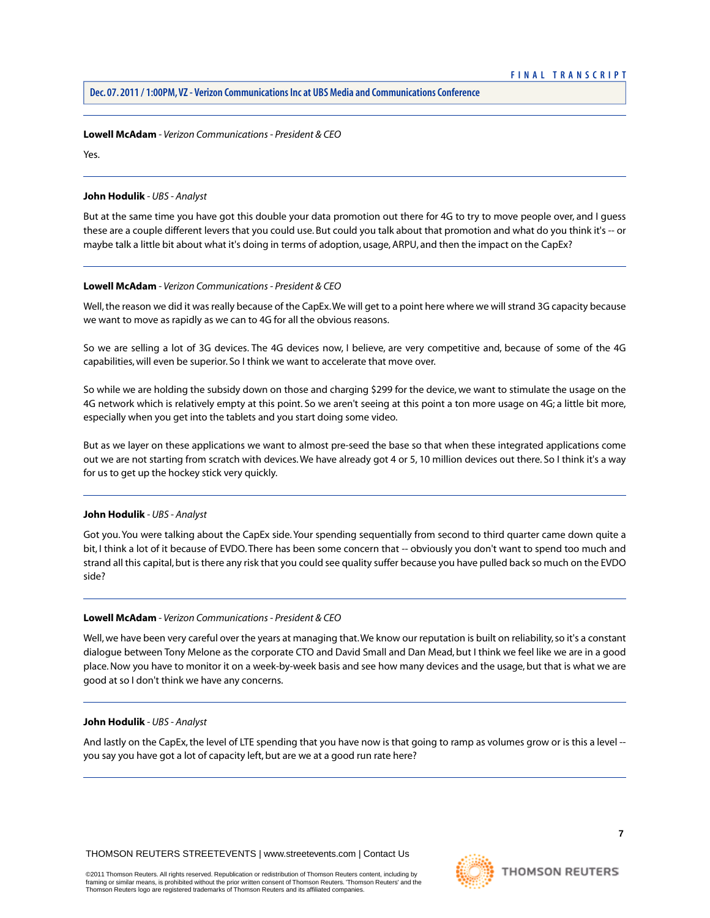**Lowell McAdam** - *Verizon Communications - President & CEO*

Yes.

---

**John Hodulik** - *UBS - Analyst*

But at the same time you have got this double your data promotion out there for 4G to try to move people over, and I guess these are a couple different levers that you could use. But could you talk about that promotion and what do you think it's -- or maybe talk a little bit about what it's doing in terms of adoption, usage, ARPU, and then the impact on the CapEx?

---

**Lowell McAdam** - *Verizon Communications - President & CEO*

Well, the reason we did it was really because of the CapEx. We will get to a point here where we will strand 3G capacity because we want to move as rapidly as we can to 4G for all the obvious reasons.

So we are selling a lot of 3G devices. The 4G devices now, I believe, are very competitive and, because of some of the 4G capabilities, will even be superior. So I think we want to accelerate that move over.

So while we are holding the subsidy down on those and charging $299 for the device, we want to stimulate the usage on the 4G network which is relatively empty at this point. So we aren't seeing at this point a ton more usage on 4G; a little bit more, especially when you get into the tablets and you start doing some video.

But as we layer on these applications we want to almost pre-seed the base so that when these integrated applications come out we are not starting from scratch with devices. We have already got 4 or 5, 10 million devices out there. So I think it's a way for us to get up the hockey stick very quickly.

---

**John Hodulik** - *UBS - Analyst*

Got you. You were talking about the CapEx side. Your spending sequentially from second to third quarter came down quite a bit, I think a lot of it because of EVDO. There has been some concern that -- obviously you don't want to spend too much and strand all this capital, but is there any risk that you could see quality suffer because you have pulled back so much on the EVDO side?

---

**Lowell McAdam** - *Verizon Communications - President & CEO*

Well, we have been very careful over the years at managing that. We know our reputation is built on reliability, so it's a constant dialogue between Tony Melone as the corporate CTO and David Small and Dan Mead, but I think we feel like we are in a good place. Now you have to monitor it on a week-by-week basis and see how many devices and the usage, but that is what we are good at so I don't think we have any concerns.

---

**John Hodulik** - *UBS - Analyst*

And lastly on the CapEx, the level of LTE spending that you have now is that going to ramp as volumes grow or is this a level -- you say you have got a lot of capacity left, but are we at a good run rate here?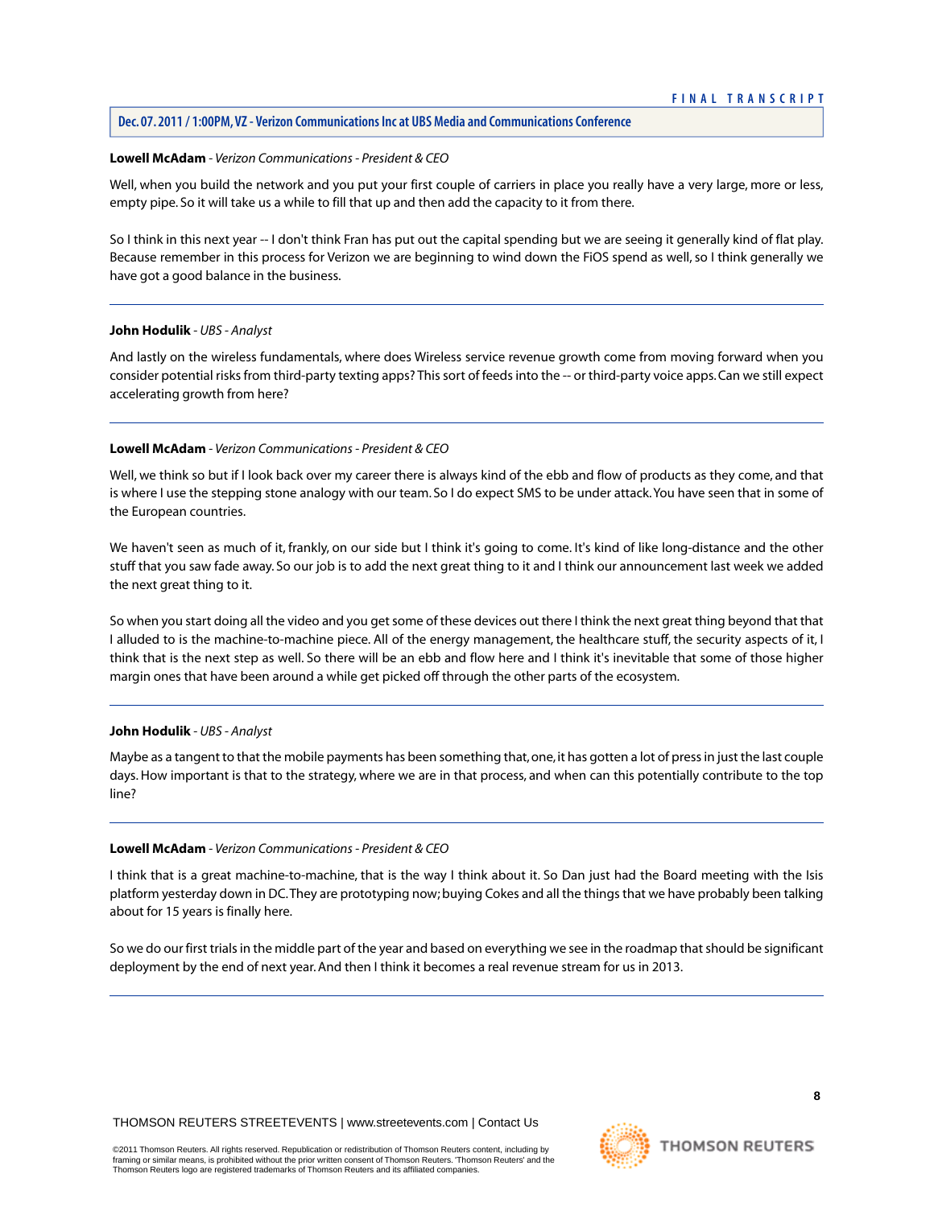**Lowell McAdam** - *Verizon Communications - President & CEO*

Well, when you build the network and you put your first couple of carriers in place you really have a very large, more or less, empty pipe. So it will take us a while to fill that up and then add the capacity to it from there.

So I think in this next year -- I don't think Fran has put out the capital spending but we are seeing it generally kind of flat play. Because remember in this process for Verizon we are beginning to wind down the FiOS spend as well, so I think generally we have got a good balance in the business.

---

**John Hodulik** - *UBS - Analyst*

And lastly on the wireless fundamentals, where does Wireless service revenue growth come from moving forward when you consider potential risks from third-party texting apps? This sort of feeds into the -- or third-party voice apps. Can we still expect accelerating growth from here?

---

**Lowell McAdam** - *Verizon Communications - President & CEO*

Well, we think so but if I look back over my career there is always kind of the ebb and flow of products as they come, and that is where I use the stepping stone analogy with our team. So I do expect SMS to be under attack. You have seen that in some of the European countries.

We haven't seen as much of it, frankly, on our side but I think it's going to come. It's kind of like long-distance and the other stuff that you saw fade away. So our job is to add the next great thing to it and I think our announcement last week we added the next great thing to it.

So when you start doing all the video and you get some of these devices out there I think the next great thing beyond that that I alluded to is the machine-to-machine piece. All of the energy management, the healthcare stuff, the security aspects of it, I think that is the next step as well. So there will be an ebb and flow here and I think it's inevitable that some of those higher margin ones that have been around a while get picked off through the other parts of the ecosystem.

---

**John Hodulik** - *UBS - Analyst*

Maybe as a tangent to that the mobile payments has been something that, one, it has gotten a lot of press in just the last couple days. How important is that to the strategy, where we are in that process, and when can this potentially contribute to the top line?

---

**Lowell McAdam** - *Verizon Communications - President & CEO*

I think that is a great machine-to-machine, that is the way I think about it. So Dan just had the Board meeting with the Isis platform yesterday down in DC. They are prototyping now; buying Cokes and all the things that we have probably been talking about for 15 years is finally here.

So we do our first trials in the middle part of the year and based on everything we see in the roadmap that should be significant deployment by the end of next year. And then I think it becomes a real revenue stream for us in 2013.

---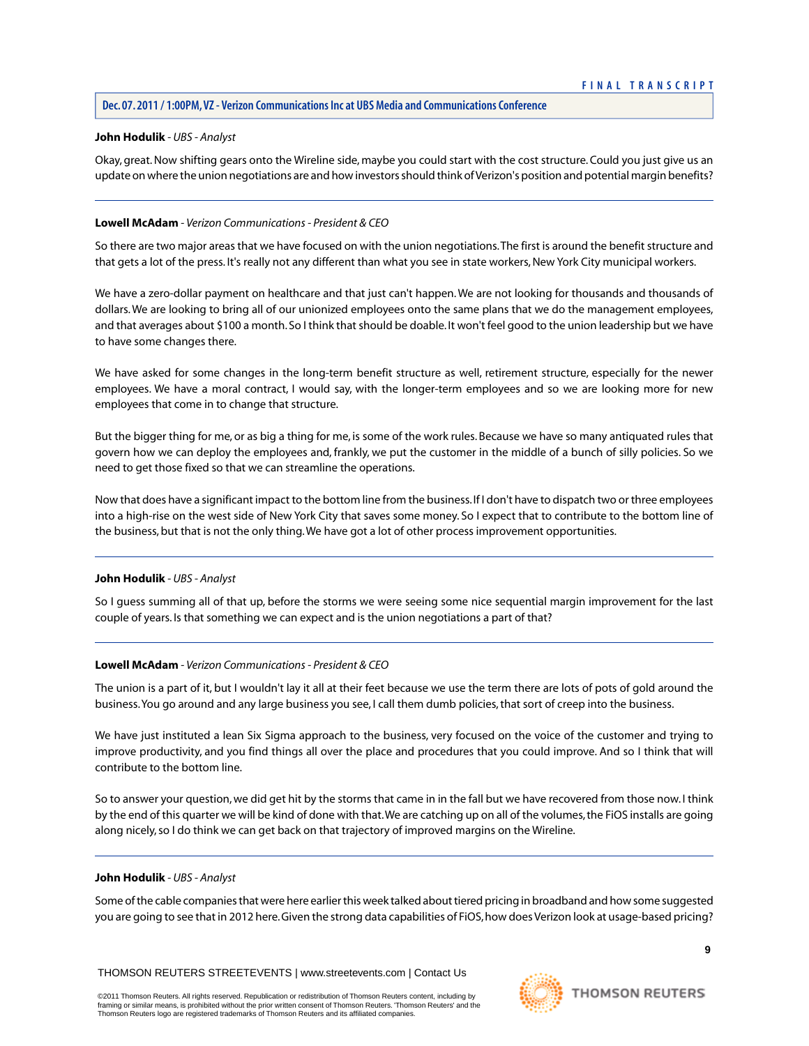**John Hodulik** - *UBS - Analyst*

Okay, great. Now shifting gears onto the Wireline side, maybe you could start with the cost structure. Could you just give us an update on where the union negotiations are and how investors should think of Verizon's position and potential margin benefits?

---

**Lowell McAdam** - *Verizon Communications - President & CEO*

So there are two major areas that we have focused on with the union negotiations. The first is around the benefit structure and that gets a lot of the press. It's really not any different than what you see in state workers, New York City municipal workers.

We have a zero-dollar payment on healthcare and that just can't happen. We are not looking for thousands and thousands of dollars. We are looking to bring all of our unionized employees onto the same plans that we do the management employees, and that averages about $100 a month. So I think that should be doable. It won't feel good to the union leadership but we have to have some changes there.

We have asked for some changes in the long-term benefit structure as well, retirement structure, especially for the newer employees. We have a moral contract, I would say, with the longer-term employees and so we are looking more for new employees that come in to change that structure.

But the bigger thing for me, or as big a thing for me, is some of the work rules. Because we have so many antiquated rules that govern how we can deploy the employees and, frankly, we put the customer in the middle of a bunch of silly policies. So we need to get those fixed so that we can streamline the operations.

Now that does have a significant impact to the bottom line from the business. If I don't have to dispatch two or three employees into a high-rise on the west side of New York City that saves some money. So I expect that to contribute to the bottom line of the business, but that is not the only thing. We have got a lot of other process improvement opportunities.

---

**John Hodulik** - *UBS - Analyst*

So I guess summing all of that up, before the storms we were seeing some nice sequential margin improvement for the last couple of years. Is that something we can expect and is the union negotiations a part of that?

---

**Lowell McAdam** - *Verizon Communications - President & CEO*

The union is a part of it, but I wouldn't lay it all at their feet because we use the term there are lots of pots of gold around the business. You go around and any large business you see, I call them dumb policies, that sort of creep into the business.

We have just instituted a lean Six Sigma approach to the business, very focused on the voice of the customer and trying to improve productivity, and you find things all over the place and procedures that you could improve. And so I think that will contribute to the bottom line.

So to answer your question, we did get hit by the storms that came in in the fall but we have recovered from those now. I think by the end of this quarter we will be kind of done with that. We are catching up on all of the volumes, the FiOS installs are going along nicely, so I do think we can get back on that trajectory of improved margins on the Wireline.

---

**John Hodulik** - *UBS - Analyst*

Some of the cable companies that were here earlier this week talked about tiered pricing in broadband and how some suggested you are going to see that in 2012 here. Given the strong data capabilities of FiOS, how does Verizon look at usage-based pricing?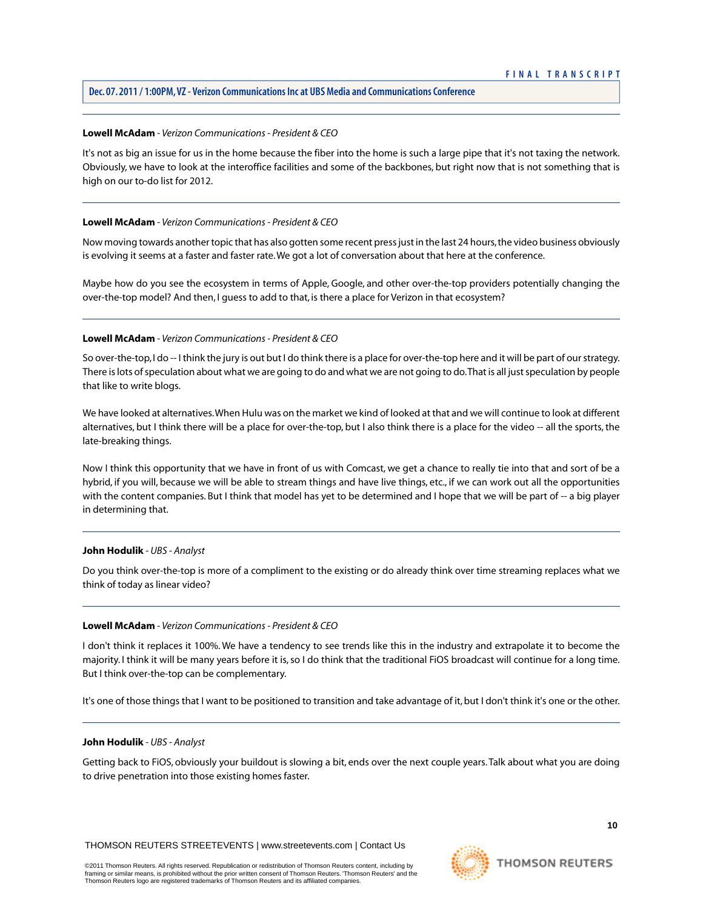**Lowell McAdam** - *Verizon Communications - President & CEO*

It's not as big an issue for us in the home because the fiber into the home is such a large pipe that it's not taxing the network. Obviously, we have to look at the interoffice facilities and some of the backbones, but right now that is not something that is high on our to-do list for 2012.

---

**Lowell McAdam** - *Verizon Communications - President & CEO*

Now moving towards another topic that has also gotten some recent press just in the last 24 hours, the video business obviously is evolving it seems at a faster and faster rate. We got a lot of conversation about that here at the conference.

Maybe how do you see the ecosystem in terms of Apple, Google, and other over-the-top providers potentially changing the over-the-top model? And then, I guess to add to that, is there a place for Verizon in that ecosystem?

---

**Lowell McAdam** - *Verizon Communications - President & CEO*

So over-the-top, I do -- I think the jury is out but I do think there is a place for over-the-top here and it will be part of our strategy. There is lots of speculation about what we are going to do and what we are not going to do. That is all just speculation by people that like to write blogs.

We have looked at alternatives. When Hulu was on the market we kind of looked at that and we will continue to look at different alternatives, but I think there will be a place for over-the-top, but I also think there is a place for the video -- all the sports, the late-breaking things.

Now I think this opportunity that we have in front of us with Comcast, we get a chance to really tie into that and sort of be a hybrid, if you will, because we will be able to stream things and have live things, etc., if we can work out all the opportunities with the content companies. But I think that model has yet to be determined and I hope that we will be part of -- a big player in determining that.

---

**John Hodulik** - *UBS - Analyst*

Do you think over-the-top is more of a compliment to the existing or do already think over time streaming replaces what we think of today as linear video?

---

**Lowell McAdam** - *Verizon Communications - President & CEO*

I don't think it replaces it 100%. We have a tendency to see trends like this in the industry and extrapolate it to become the majority. I think it will be many years before it is, so I do think that the traditional FiOS broadcast will continue for a long time. But I think over-the-top can be complementary.

It's one of those things that I want to be positioned to transition and take advantage of it, but I don't think it's one or the other.

---

**John Hodulik** - *UBS - Analyst*

Getting back to FiOS, obviously your buildout is slowing a bit, ends over the next couple years. Talk about what you are doing to drive penetration into those existing homes faster.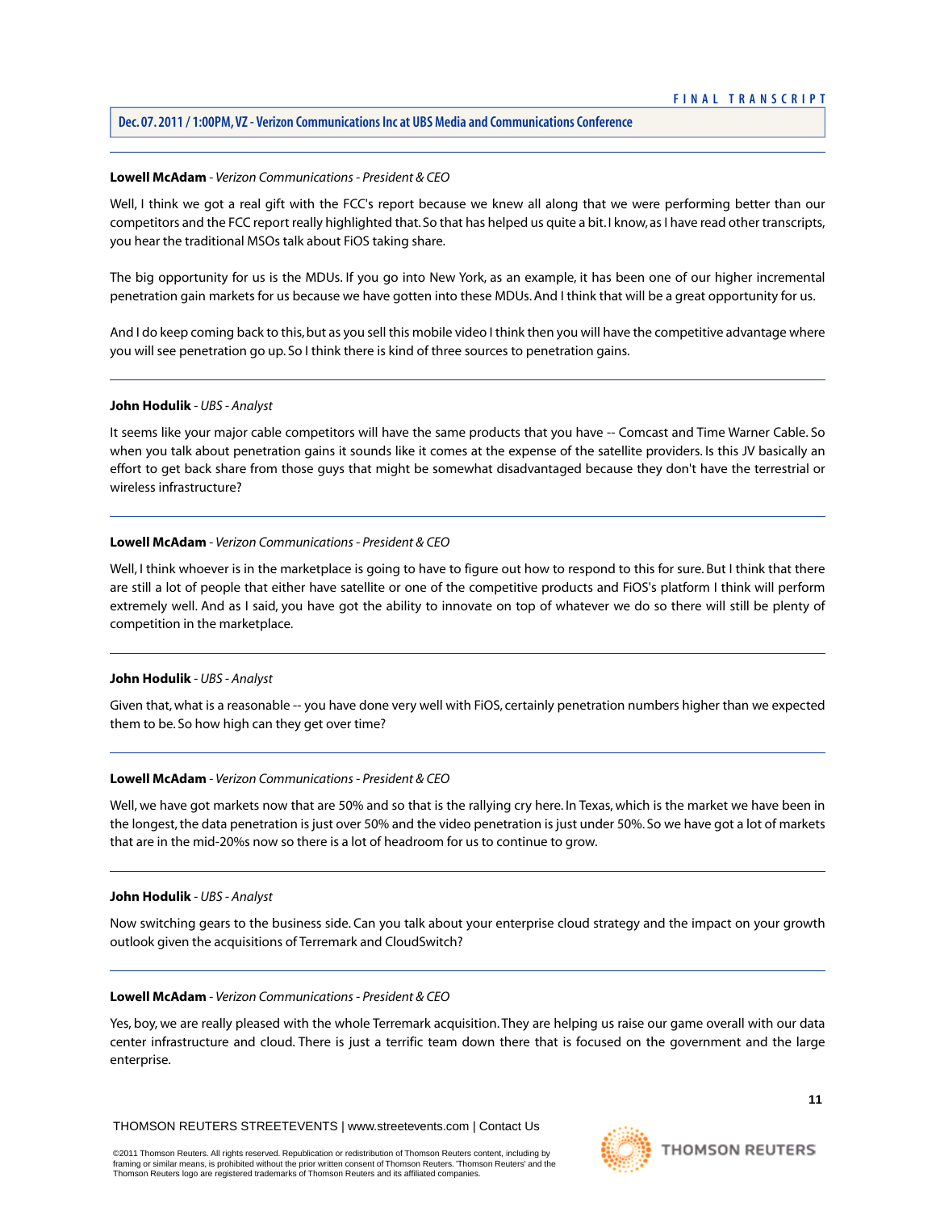**Lowell McAdam** - *Verizon Communications - President & CEO*

Well, I think we got a real gift with the FCC's report because we knew all along that we were performing better than our competitors and the FCC report really highlighted that. So that has helped us quite a bit. I know, as I have read other transcripts, you hear the traditional MSOs talk about FiOS taking share.

The big opportunity for us is the MDUs. If you go into New York, as an example, it has been one of our higher incremental penetration gain markets for us because we have gotten into these MDUs. And I think that will be a great opportunity for us.

And I do keep coming back to this, but as you sell this mobile video I think then you will have the competitive advantage where you will see penetration go up. So I think there is kind of three sources to penetration gains.

---

**John Hodulik** - *UBS - Analyst*

It seems like your major cable competitors will have the same products that you have -- Comcast and Time Warner Cable. So when you talk about penetration gains it sounds like it comes at the expense of the satellite providers. Is this JV basically an effort to get back share from those guys that might be somewhat disadvantaged because they don't have the terrestrial or wireless infrastructure?

---

**Lowell McAdam** - *Verizon Communications - President & CEO*

Well, I think whoever is in the marketplace is going to have to figure out how to respond to this for sure. But I think that there are still a lot of people that either have satellite or one of the competitive products and FiOS's platform I think will perform extremely well. And as I said, you have got the ability to innovate on top of whatever we do so there will still be plenty of competition in the marketplace.

---

**John Hodulik** - *UBS - Analyst*

Given that, what is a reasonable -- you have done very well with FiOS, certainly penetration numbers higher than we expected them to be. So how high can they get over time?

---

**Lowell McAdam** - *Verizon Communications - President & CEO*

Well, we have got markets now that are 50% and so that is the rallying cry here. In Texas, which is the market we have been in the longest, the data penetration is just over 50% and the video penetration is just under 50%. So we have got a lot of markets that are in the mid-20%s now so there is a lot of headroom for us to continue to grow.

---

**John Hodulik** - *UBS - Analyst*

Now switching gears to the business side. Can you talk about your enterprise cloud strategy and the impact on your growth outlook given the acquisitions of Terremark and CloudSwitch?

---

**Lowell McAdam** - *Verizon Communications - President & CEO*

Yes, boy, we are really pleased with the whole Terremark acquisition. They are helping us raise our game overall with our data center infrastructure and cloud. There is just a terrific team down there that is focused on the government and the large enterprise.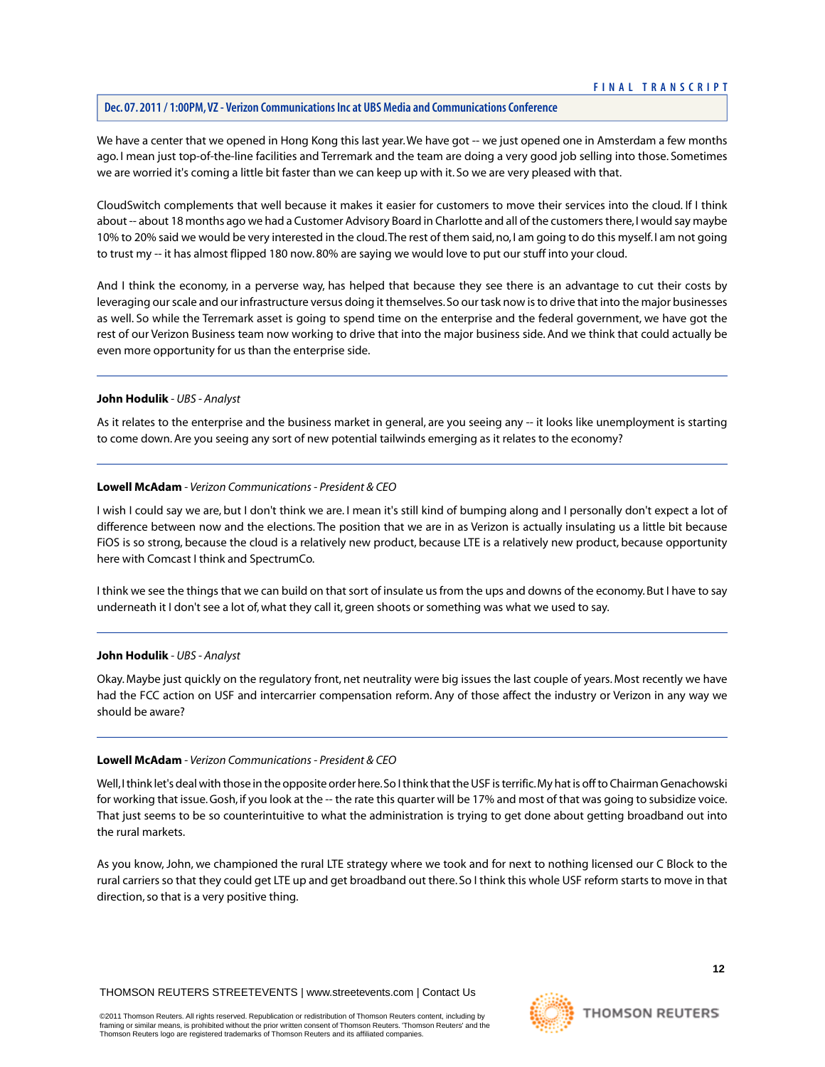We have a center that we opened in Hong Kong this last year. We have got -- we just opened one in Amsterdam a few months ago. I mean just top-of-the-line facilities and Terremark and the team are doing a very good job selling into those. Sometimes we are worried it's coming a little bit faster than we can keep up with it. So we are very pleased with that.

CloudSwitch complements that well because it makes it easier for customers to move their services into the cloud. If I think about -- about 18 months ago we had a Customer Advisory Board in Charlotte and all of the customers there, I would say maybe 10% to 20% said we would be very interested in the cloud. The rest of them said, no, I am going to do this myself. I am not going to trust my -- it has almost flipped 180 now. 80% are saying we would love to put our stuff into your cloud.

And I think the economy, in a perverse way, has helped that because they see there is an advantage to cut their costs by leveraging our scale and our infrastructure versus doing it themselves. So our task now is to drive that into the major businesses as well. So while the Terremark asset is going to spend time on the enterprise and the federal government, we have got the rest of our Verizon Business team now working to drive that into the major business side. And we think that could actually be even more opportunity for us than the enterprise side.

---

**John Hodulik** - *UBS - Analyst*

As it relates to the enterprise and the business market in general, are you seeing any -- it looks like unemployment is starting to come down. Are you seeing any sort of new potential tailwinds emerging as it relates to the economy?

---

**Lowell McAdam** - *Verizon Communications - President & CEO*

I wish I could say we are, but I don't think we are. I mean it's still kind of bumping along and I personally don't expect a lot of difference between now and the elections. The position that we are in as Verizon is actually insulating us a little bit because FiOS is so strong, because the cloud is a relatively new product, because LTE is a relatively new product, because opportunity here with Comcast I think and SpectrumCo.

I think we see the things that we can build on that sort of insulate us from the ups and downs of the economy. But I have to say underneath it I don't see a lot of, what they call it, green shoots or something was what we used to say.

---

**John Hodulik** - *UBS - Analyst*

Okay. Maybe just quickly on the regulatory front, net neutrality were big issues the last couple of years. Most recently we have had the FCC action on USF and intercarrier compensation reform. Any of those affect the industry or Verizon in any way we should be aware?

---

**Lowell McAdam** - *Verizon Communications - President & CEO*

Well, I think let's deal with those in the opposite order here. So I think that the USF is terrific. My hat is off to Chairman Genachowski for working that issue. Gosh, if you look at the -- the rate this quarter will be 17% and most of that was going to subsidize voice. That just seems to be so counterintuitive to what the administration is trying to get done about getting broadband out into the rural markets.

As you know, John, we championed the rural LTE strategy where we took and for next to nothing licensed our C Block to the rural carriers so that they could get LTE up and get broadband out there. So I think this whole USF reform starts to move in that direction, so that is a very positive thing.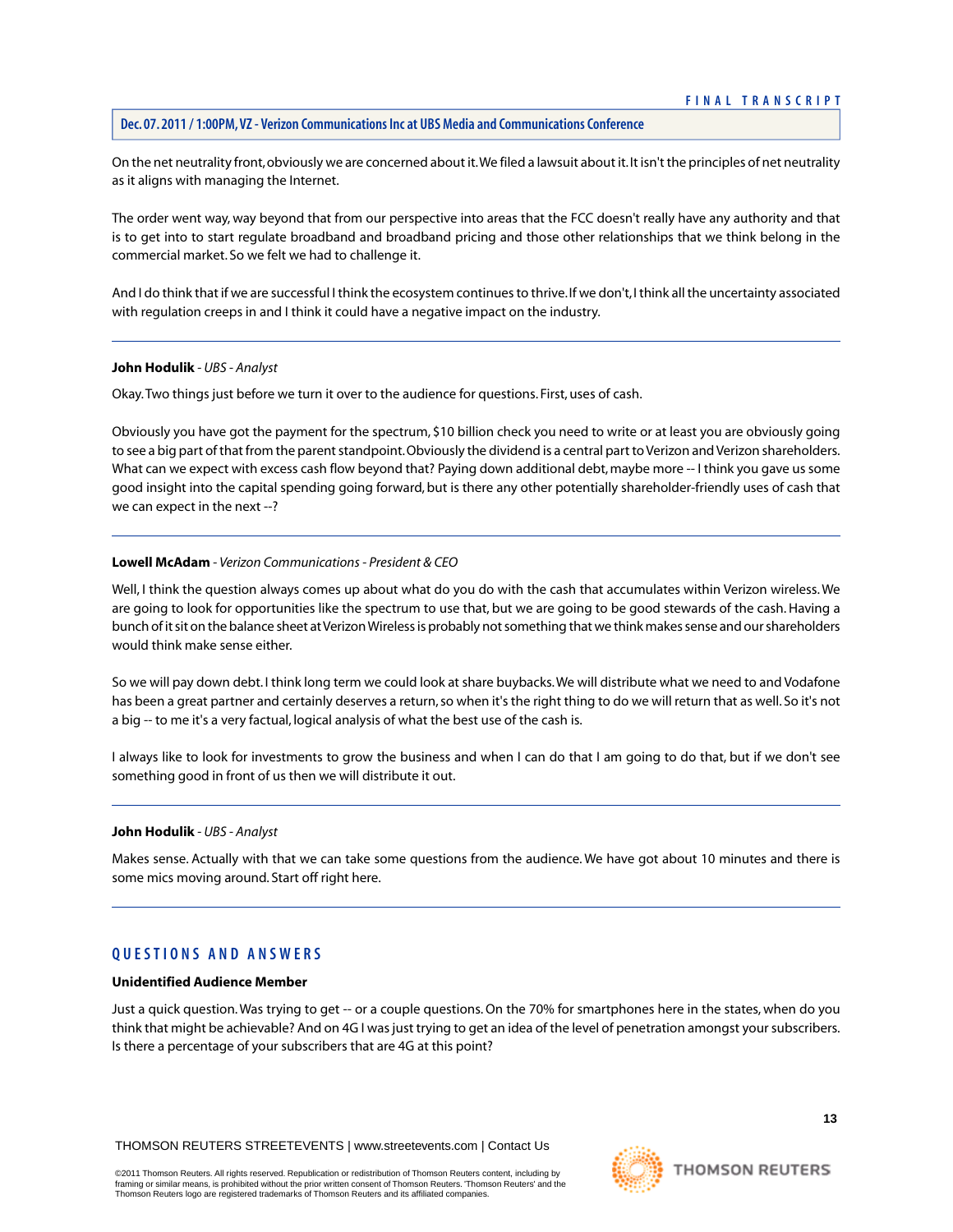On the net neutrality front, obviously we are concerned about it. We filed a lawsuit about it. It isn't the principles of net neutrality as it aligns with managing the Internet.

The order went way, way beyond that from our perspective into areas that the FCC doesn't really have any authority and that is to get into to start regulate broadband and broadband pricing and those other relationships that we think belong in the commercial market. So we felt we had to challenge it.

And I do think that if we are successful I think the ecosystem continues to thrive. If we don't, I think all the uncertainty associated with regulation creeps in and I think it could have a negative impact on the industry.

---

**John Hodulik** - *UBS - Analyst*

Okay. Two things just before we turn it over to the audience for questions. First, uses of cash.

Obviously you have got the payment for the spectrum, $10 billion check you need to write or at least you are obviously going to see a big part of that from the parent standpoint. Obviously the dividend is a central part to Verizon and Verizon shareholders. What can we expect with excess cash flow beyond that? Paying down additional debt, maybe more -- I think you gave us some good insight into the capital spending going forward, but is there any other potentially shareholder-friendly uses of cash that we can expect in the next --?

---

**Lowell McAdam** - *Verizon Communications - President & CEO*

Well, I think the question always comes up about what do you do with the cash that accumulates within Verizon wireless. We are going to look for opportunities like the spectrum to use that, but we are going to be good stewards of the cash. Having a bunch of it sit on the balance sheet at Verizon Wireless is probably not something that we think makes sense and our shareholders would think make sense either.

So we will pay down debt. I think long term we could look at share buybacks. We will distribute what we need to and Vodafone has been a great partner and certainly deserves a return, so when it's the right thing to do we will return that as well. So it's not a big -- to me it's a very factual, logical analysis of what the best use of the cash is.

I always like to look for investments to grow the business and when I can do that I am going to do that, but if we don't see something good in front of us then we will distribute it out.

---

**John Hodulik** - *UBS - Analyst*

Makes sense. Actually with that we can take some questions from the audience. We have got about 10 minutes and there is some mics moving around. Start off right here.

---

## QUESTIONS AND ANSWERS

**Unidentified Audience Member**

Just a quick question. Was trying to get -- or a couple questions. On the 70% for smartphones here in the states, when do you think that might be achievable? And on 4G I was just trying to get an idea of the level of penetration amongst your subscribers. Is there a percentage of your subscribers that are 4G at this point?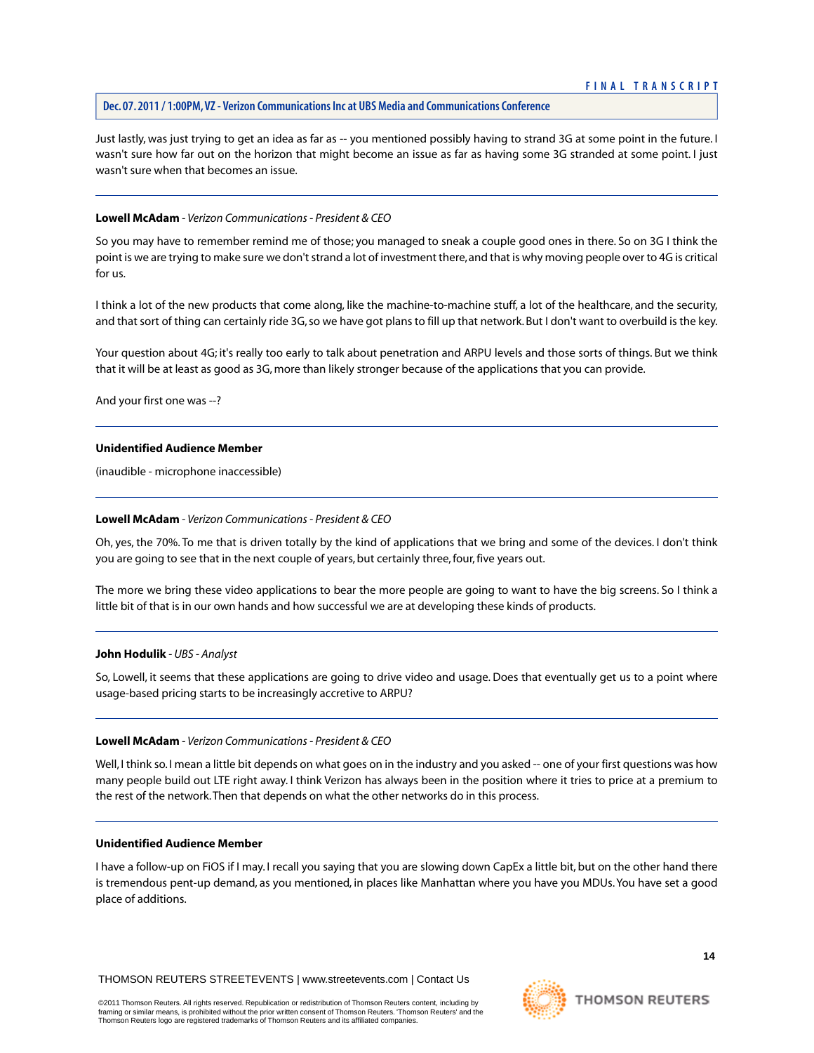Just lastly, was just trying to get an idea as far as -- you mentioned possibly having to strand 3G at some point in the future. I wasn't sure how far out on the horizon that might become an issue as far as having some 3G stranded at some point. I just wasn't sure when that becomes an issue.

---

**Lowell McAdam** - *Verizon Communications - President & CEO*

So you may have to remember remind me of those; you managed to sneak a couple good ones in there. So on 3G I think the point is we are trying to make sure we don't strand a lot of investment there, and that is why moving people over to 4G is critical for us.

I think a lot of the new products that come along, like the machine-to-machine stuff, a lot of the healthcare, and the security, and that sort of thing can certainly ride 3G, so we have got plans to fill up that network. But I don't want to overbuild is the key.

Your question about 4G; it's really too early to talk about penetration and ARPU levels and those sorts of things. But we think that it will be at least as good as 3G, more than likely stronger because of the applications that you can provide.

And your first one was --?

---

**Unidentified Audience Member**

(inaudible - microphone inaccessible)

---

**Lowell McAdam** - *Verizon Communications - President & CEO*

Oh, yes, the 70%. To me that is driven totally by the kind of applications that we bring and some of the devices. I don't think you are going to see that in the next couple of years, but certainly three, four, five years out.

The more we bring these video applications to bear the more people are going to want to have the big screens. So I think a little bit of that is in our own hands and how successful we are at developing these kinds of products.

---

**John Hodulik** - *UBS - Analyst*

So, Lowell, it seems that these applications are going to drive video and usage. Does that eventually get us to a point where usage-based pricing starts to be increasingly accretive to ARPU?

---

**Lowell McAdam** - *Verizon Communications - President & CEO*

Well, I think so. I mean a little bit depends on what goes on in the industry and you asked -- one of your first questions was how many people build out LTE right away. I think Verizon has always been in the position where it tries to price at a premium to the rest of the network. Then that depends on what the other networks do in this process.

---

**Unidentified Audience Member**

I have a follow-up on FiOS if I may. I recall you saying that you are slowing down CapEx a little bit, but on the other hand there is tremendous pent-up demand, as you mentioned, in places like Manhattan where you have you MDUs. You have set a good place of additions.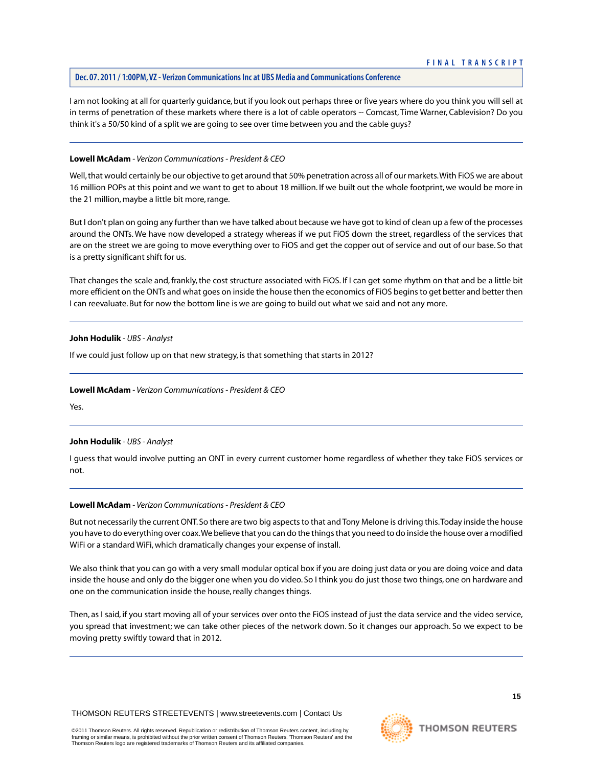I am not looking at all for quarterly guidance, but if you look out perhaps three or five years where do you think you will sell at in terms of penetration of these markets where there is a lot of cable operators -- Comcast, Time Warner, Cablevision? Do you think it's a 50/50 kind of a split we are going to see over time between you and the cable guys?

---

**Lowell McAdam** - *Verizon Communications - President & CEO*

Well, that would certainly be our objective to get around that 50% penetration across all of our markets. With FiOS we are about 16 million POPs at this point and we want to get to about 18 million. If we built out the whole footprint, we would be more in the 21 million, maybe a little bit more, range.

But I don't plan on going any further than we have talked about because we have got to kind of clean up a few of the processes around the ONTs. We have now developed a strategy whereas if we put FiOS down the street, regardless of the services that are on the street we are going to move everything over to FiOS and get the copper out of service and out of our base. So that is a pretty significant shift for us.

That changes the scale and, frankly, the cost structure associated with FiOS. If I can get some rhythm on that and be a little bit more efficient on the ONTs and what goes on inside the house then the economics of FiOS begins to get better and better then I can reevaluate. But for now the bottom line is we are going to build out what we said and not any more.

---

**John Hodulik** - *UBS - Analyst*

If we could just follow up on that new strategy, is that something that starts in 2012?

---

**Lowell McAdam** - *Verizon Communications - President & CEO*

Yes.

---

**John Hodulik** - *UBS - Analyst*

I guess that would involve putting an ONT in every current customer home regardless of whether they take FiOS services or not.

---

**Lowell McAdam** - *Verizon Communications - President & CEO*

But not necessarily the current ONT. So there are two big aspects to that and Tony Melone is driving this. Today inside the house you have to do everything over coax. We believe that you can do the things that you need to do inside the house over a modified WiFi or a standard WiFi, which dramatically changes your expense of install.

We also think that you can go with a very small modular optical box if you are doing just data or you are doing voice and data inside the house and only do the bigger one when you do video. So I think you do just those two things, one on hardware and one on the communication inside the house, really changes things.

Then, as I said, if you start moving all of your services over onto the FiOS instead of just the data service and the video service, you spread that investment; we can take other pieces of the network down. So it changes our approach. So we expect to be moving pretty swiftly toward that in 2012.

---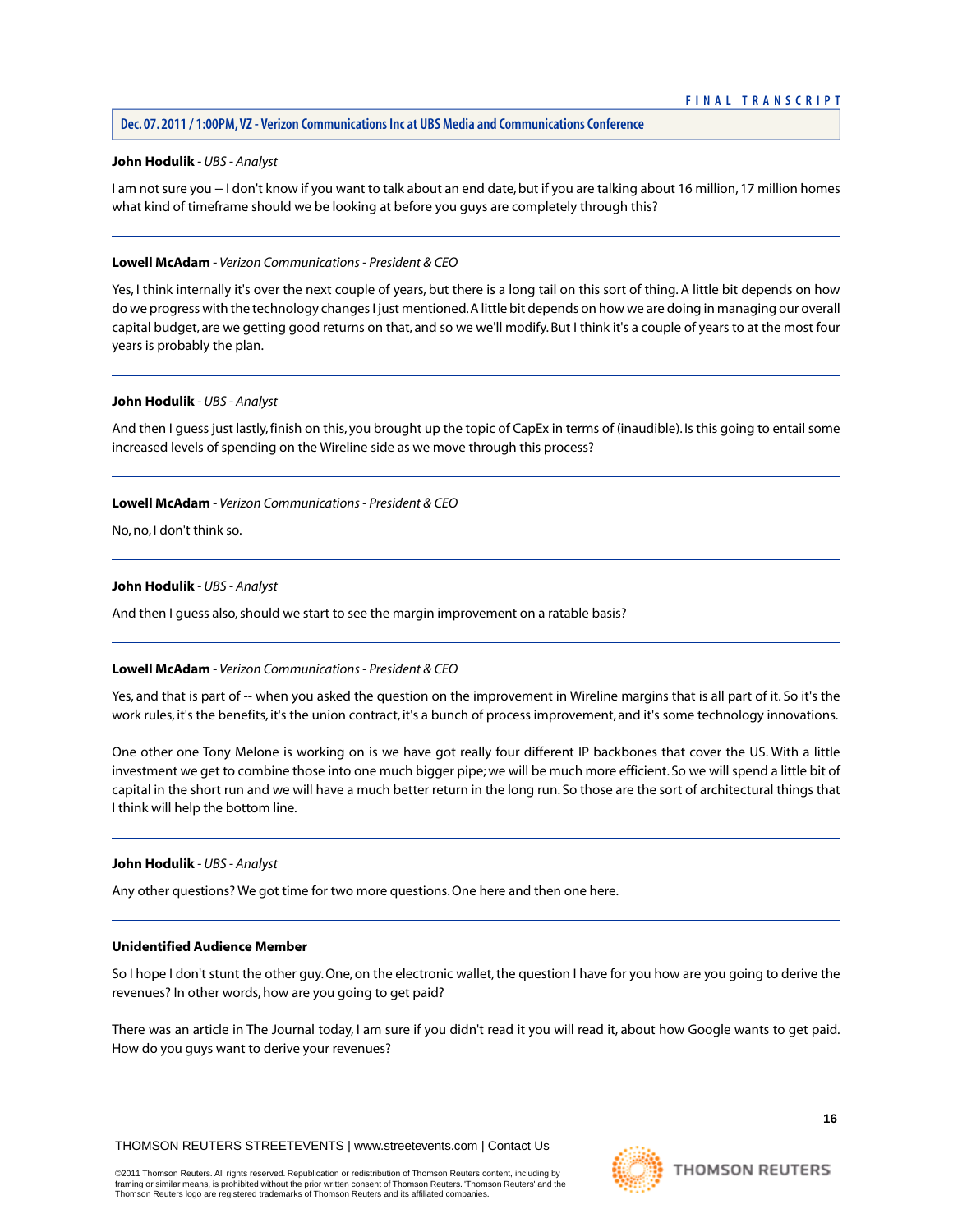**John Hodulik** - *UBS - Analyst*

I am not sure you -- I don't know if you want to talk about an end date, but if you are talking about 16 million, 17 million homes what kind of timeframe should we be looking at before you guys are completely through this?

---

**Lowell McAdam** - *Verizon Communications - President & CEO*

Yes, I think internally it's over the next couple of years, but there is a long tail on this sort of thing. A little bit depends on how do we progress with the technology changes I just mentioned. A little bit depends on how we are doing in managing our overall capital budget, are we getting good returns on that, and so we we'll modify. But I think it's a couple of years to at the most four years is probably the plan.

---

**John Hodulik** - *UBS - Analyst*

And then I guess just lastly, finish on this, you brought up the topic of CapEx in terms of (inaudible). Is this going to entail some increased levels of spending on the Wireline side as we move through this process?

---

**Lowell McAdam** - *Verizon Communications - President & CEO*

No, no, I don't think so.

---

**John Hodulik** - *UBS - Analyst*

And then I guess also, should we start to see the margin improvement on a ratable basis?

---

**Lowell McAdam** - *Verizon Communications - President & CEO*

Yes, and that is part of -- when you asked the question on the improvement in Wireline margins that is all part of it. So it's the work rules, it's the benefits, it's the union contract, it's a bunch of process improvement, and it's some technology innovations.

One other one Tony Melone is working on is we have got really four different IP backbones that cover the US. With a little investment we get to combine those into one much bigger pipe; we will be much more efficient. So we will spend a little bit of capital in the short run and we will have a much better return in the long run. So those are the sort of architectural things that I think will help the bottom line.

---

**John Hodulik** - *UBS - Analyst*

Any other questions? We got time for two more questions. One here and then one here.

---

**Unidentified Audience Member**

So I hope I don't stunt the other guy. One, on the electronic wallet, the question I have for you how are you going to derive the revenues? In other words, how are you going to get paid?

There was an article in The Journal today, I am sure if you didn't read it you will read it, about how Google wants to get paid. How do you guys want to derive your revenues?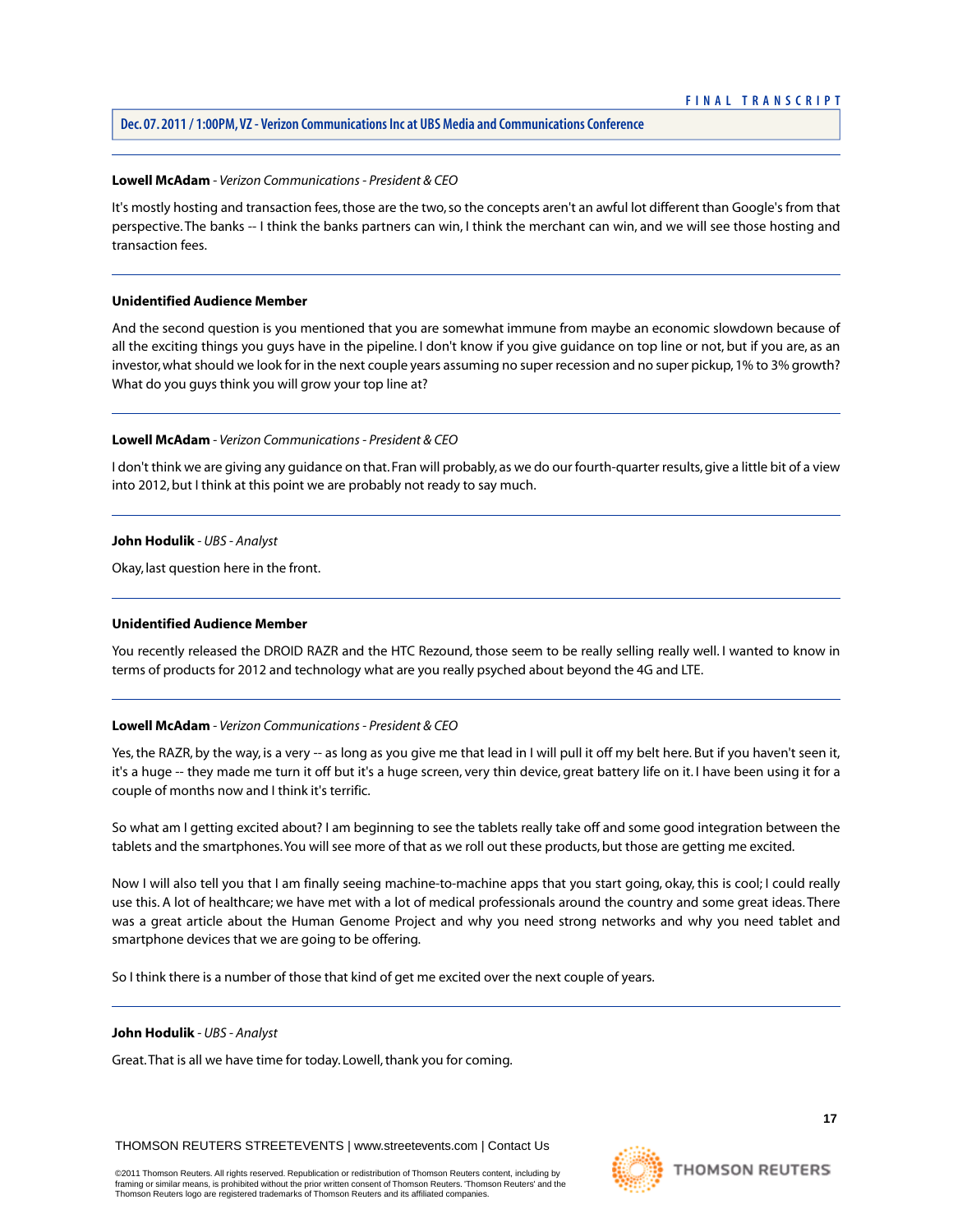**Lowell McAdam** - *Verizon Communications - President & CEO*

It's mostly hosting and transaction fees, those are the two, so the concepts aren't an awful lot different than Google's from that perspective. The banks -- I think the banks partners can win, I think the merchant can win, and we will see those hosting and transaction fees.

---

**Unidentified Audience Member**

And the second question is you mentioned that you are somewhat immune from maybe an economic slowdown because of all the exciting things you guys have in the pipeline. I don't know if you give guidance on top line or not, but if you are, as an investor, what should we look for in the next couple years assuming no super recession and no super pickup, 1% to 3% growth? What do you guys think you will grow your top line at?

---

**Lowell McAdam** - *Verizon Communications - President & CEO*

I don't think we are giving any guidance on that. Fran will probably, as we do our fourth-quarter results, give a little bit of a view into 2012, but I think at this point we are probably not ready to say much.

---

**John Hodulik** - *UBS - Analyst*

Okay, last question here in the front.

---

**Unidentified Audience Member**

You recently released the DROID RAZR and the HTC Rezound, those seem to be really selling really well. I wanted to know in terms of products for 2012 and technology what are you really psyched about beyond the 4G and LTE.

---

**Lowell McAdam** - *Verizon Communications - President & CEO*

Yes, the RAZR, by the way, is a very -- as long as you give me that lead in I will pull it off my belt here. But if you haven't seen it, it's a huge -- they made me turn it off but it's a huge screen, very thin device, great battery life on it. I have been using it for a couple of months now and I think it's terrific.

So what am I getting excited about? I am beginning to see the tablets really take off and some good integration between the tablets and the smartphones. You will see more of that as we roll out these products, but those are getting me excited.

Now I will also tell you that I am finally seeing machine-to-machine apps that you start going, okay, this is cool; I could really use this. A lot of healthcare; we have met with a lot of medical professionals around the country and some great ideas. There was a great article about the Human Genome Project and why you need strong networks and why you need tablet and smartphone devices that we are going to be offering.

So I think there is a number of those that kind of get me excited over the next couple of years.

---

**John Hodulik** - *UBS - Analyst*

Great. That is all we have time for today. Lowell, thank you for coming.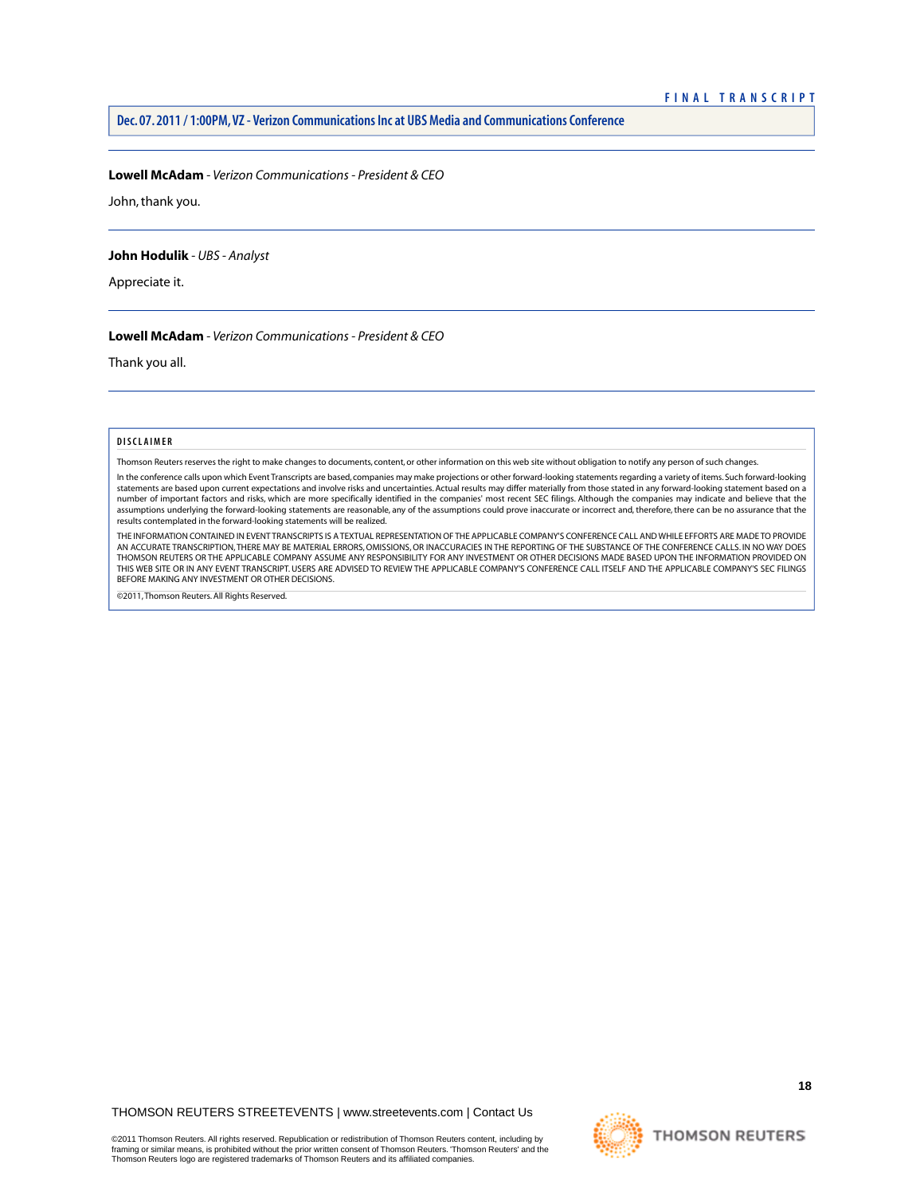**Lowell McAdam** - *Verizon Communications - President & CEO*

John, thank you.

---

**John Hodulik** - *UBS - Analyst*

Appreciate it.

---

**Lowell McAdam** - *Verizon Communications - President & CEO*

Thank you all.

---

**DISCLAIMER**

Thomson Reuters reserves the right to make changes to documents, content, or other information on this web site without obligation to notify any person of such changes.

In the conference calls upon which Event Transcripts are based, companies may make projections or other forward-looking statements regarding a variety of items. Such forward-looking statements are based upon current expectations and involve risks and uncertainties. Actual results may differ materially from those stated in any forward-looking statement based on a number of important factors and risks, which are more specifically identified in the companies' most recent SEC filings. Although the companies may indicate and believe that the assumptions underlying the forward-looking statements are reasonable, any of the assumptions could prove inaccurate or incorrect and, therefore, there can be no assurance that the results contemplated in the forward-looking statements will be realized.

THE INFORMATION CONTAINED IN EVENT TRANSCRIPTS IS A TEXTUAL REPRESENTATION OF THE APPLICABLE COMPANY'S CONFERENCE CALL AND WHILE EFFORTS ARE MADE TO PROVIDE AN ACCURATE TRANSCRIPTION, THERE MAY BE MATERIAL ERRORS, OMISSIONS, OR INACCURACIES IN THE REPORTING OF THE SUBSTANCE OF THE CONFERENCE CALLS. IN NO WAY DOES THOMSON REUTERS OR THE APPLICABLE COMPANY ASSUME ANY RESPONSIBILITY FOR ANY INVESTMENT OR OTHER DECISIONS MADE BASED UPON THE INFORMATION PROVIDED ON THIS WEB SITE OR IN ANY EVENT TRANSCRIPT. USERS ARE ADVISED TO REVIEW THE APPLICABLE COMPANY'S CONFERENCE CALL ITSELF AND THE APPLICABLE COMPANY'S SEC FILINGS BEFORE MAKING ANY INVESTMENT OR OTHER DECISIONS.

©2011, Thomson Reuters. All Rights Reserved.